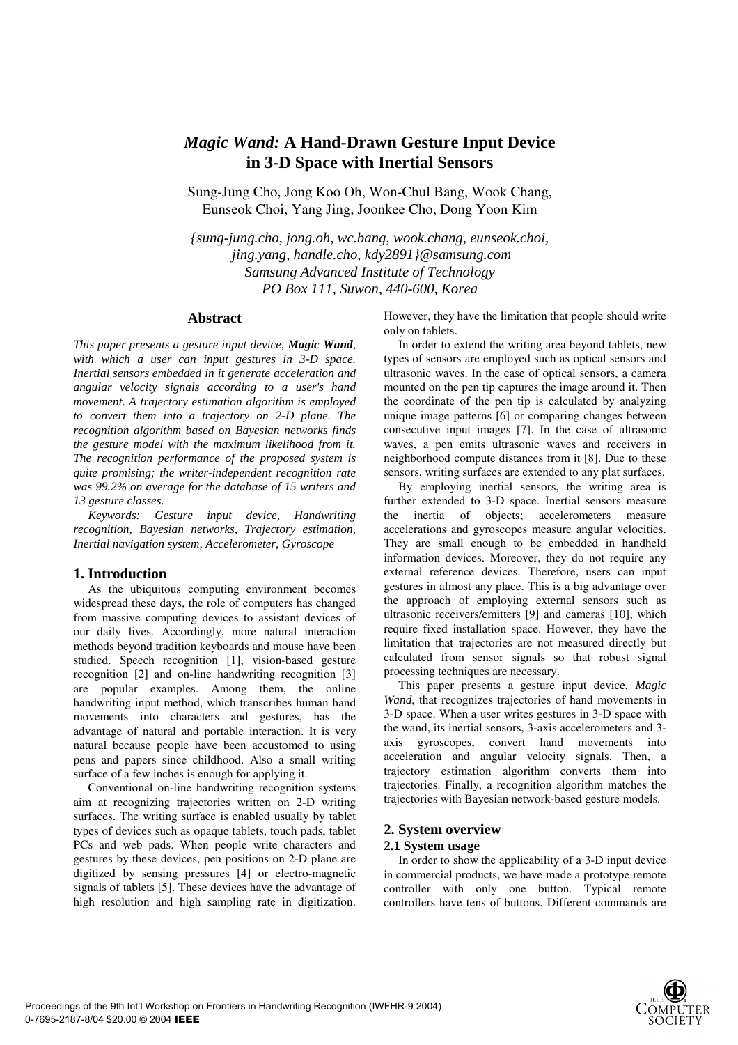# *Magic Wand:* A Hand-Drawn Gesture Input Device in 3-D Space with Inertial Sensors

Sung-Jung Cho, Jong Koo Oh, Won-Chul Bang, Wook Chang, Eunseok Choi, Yang Jing, Joonkee Cho, Dong Yoon Kim

*{sung-jung.cho, jong.oh, wc.bang, wook.chang, eunseok.choi, jing.yang, handle.cho, kdy2891}@samsung.com*
*Samsung Advanced Institute of Technology*
*PO Box 111, Suwon, 440-600, Korea*

## Abstract

*This paper presents a gesture input device,* ***Magic Wand****, with which a user can input gestures in 3-D space. Inertial sensors embedded in it generate acceleration and angular velocity signals according to a user's hand movement. A trajectory estimation algorithm is employed to convert them into a trajectory on 2-D plane. The recognition algorithm based on Bayesian networks finds the gesture model with the maximum likelihood from it. The recognition performance of the proposed system is quite promising; the writer-independent recognition rate was 99.2% on average for the database of 15 writers and 13 gesture classes.*

*Keywords: Gesture input device, Handwriting recognition, Bayesian networks, Trajectory estimation, Inertial navigation system, Accelerometer, Gyroscope*

## 1. Introduction

As the ubiquitous computing environment becomes widespread these days, the role of computers has changed from massive computing devices to assistant devices of our daily lives. Accordingly, more natural interaction methods beyond tradition keyboards and mouse have been studied. Speech recognition [1], vision-based gesture recognition [2] and on-line handwriting recognition [3] are popular examples. Among them, the online handwriting input method, which transcribes human hand movements into characters and gestures, has the advantage of natural and portable interaction. It is very natural because people have been accustomed to using pens and papers since childhood. Also a small writing surface of a few inches is enough for applying it.

Conventional on-line handwriting recognition systems aim at recognizing trajectories written on 2-D writing surfaces. The writing surface is enabled usually by tablet types of devices such as opaque tablets, touch pads, tablet PCs and web pads. When people write characters and gestures by these devices, pen positions on 2-D plane are digitized by sensing pressures [4] or electro-magnetic signals of tablets [5]. These devices have the advantage of high resolution and high sampling rate in digitization. However, they have the limitation that people should write only on tablets.

In order to extend the writing area beyond tablets, new types of sensors are employed such as optical sensors and ultrasonic waves. In the case of optical sensors, a camera mounted on the pen tip captures the image around it. Then the coordinate of the pen tip is calculated by analyzing unique image patterns [6] or comparing changes between consecutive input images [7]. In the case of ultrasonic waves, a pen emits ultrasonic waves and receivers in neighborhood compute distances from it [8]. Due to these sensors, writing surfaces are extended to any plat surfaces.

By employing inertial sensors, the writing area is further extended to 3-D space. Inertial sensors measure the inertia of objects; accelerometers measure accelerations and gyroscopes measure angular velocities. They are small enough to be embedded in handheld information devices. Moreover, they do not require any external reference devices. Therefore, users can input gestures in almost any place. This is a big advantage over the approach of employing external sensors such as ultrasonic receivers/emitters [9] and cameras [10], which require fixed installation space. However, they have the limitation that trajectories are not measured directly but calculated from sensor signals so that robust signal processing techniques are necessary.

This paper presents a gesture input device, *Magic Wand*, that recognizes trajectories of hand movements in 3-D space. When a user writes gestures in 3-D space with the wand, its inertial sensors, 3-axis accelerometers and 3-axis gyroscopes, convert hand movements into acceleration and angular velocity signals. Then, a trajectory estimation algorithm converts them into trajectories. Finally, a recognition algorithm matches the trajectories with Bayesian network-based gesture models.

## 2. System overview

### 2.1 System usage

In order to show the applicability of a 3-D input device in commercial products, we have made a prototype remote controller with only one button. Typical remote controllers have tens of buttons. Different commands are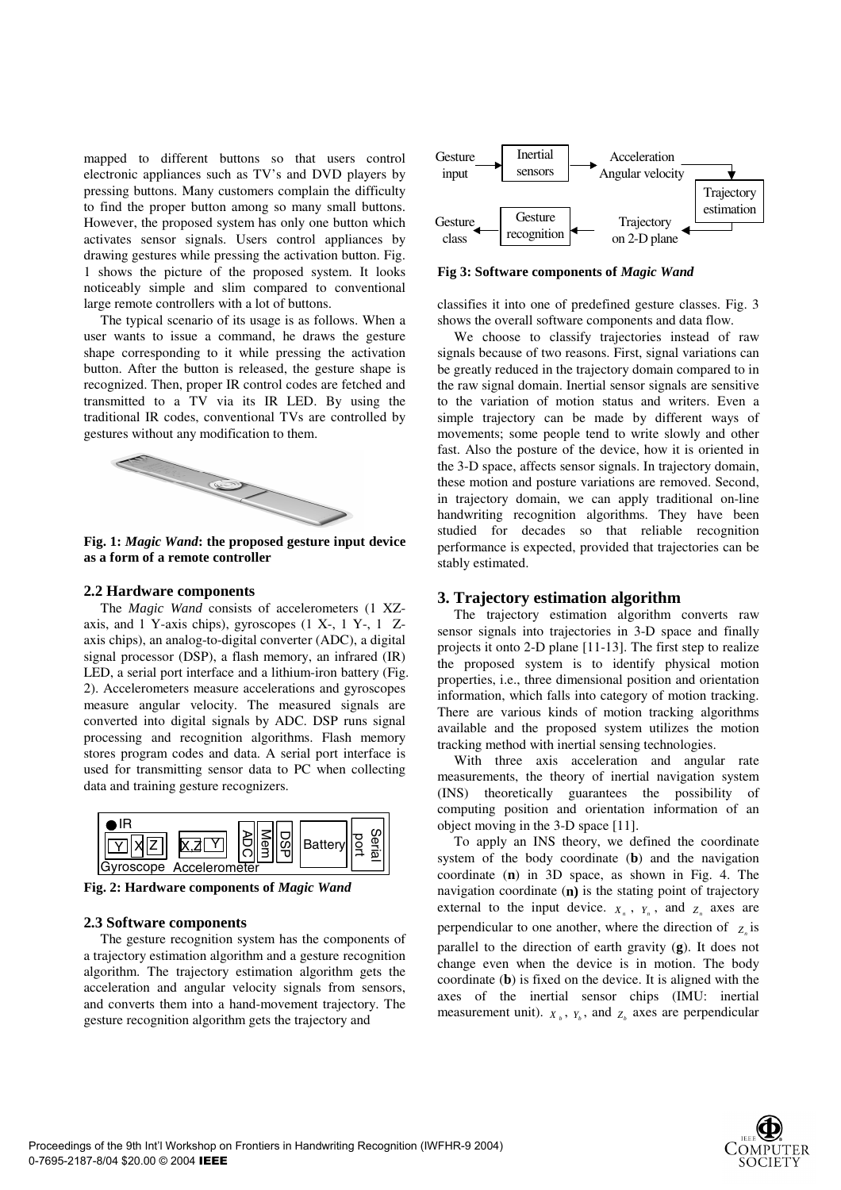mapped to different buttons so that users control electronic appliances such as TV's and DVD players by pressing buttons. Many customers complain the difficulty to find the proper button among so many small buttons. However, the proposed system has only one button which activates sensor signals. Users control appliances by drawing gestures while pressing the activation button. Fig. 1 shows the picture of the proposed system. It looks noticeably simple and slim compared to conventional large remote controllers with a lot of buttons.

The typical scenario of its usage is as follows. When a user wants to issue a command, he draws the gesture shape corresponding to it while pressing the activation button. After the button is released, the gesture shape is recognized. Then, proper IR control codes are fetched and transmitted to a TV via its IR LED. By using the traditional IR codes, conventional TVs are controlled by gestures without any modification to them.

**Fig. 1:** ***Magic Wand*****: the proposed gesture input device as a form of a remote controller**

### 2.2 Hardware components

The *Magic Wand* consists of accelerometers (1 XZ-axis, and 1 Y-axis chips), gyroscopes (1 X-, 1 Y-, 1 Z-axis chips), an analog-to-digital converter (ADC), a digital signal processor (DSP), a flash memory, an infrared (IR) LED, a serial port interface and a lithium-iron battery (Fig. 2). Accelerometers measure accelerations and gyroscopes measure angular velocity. The measured signals are converted into digital signals by ADC. DSP runs signal processing and recognition algorithms. Flash memory stores program codes and data. A serial port interface is used for transmitting sensor data to PC when collecting data and training gesture recognizers.

**Fig. 2: Hardware components of** ***Magic Wand***

### 2.3 Software components

The gesture recognition system has the components of a trajectory estimation algorithm and a gesture recognition algorithm. The trajectory estimation algorithm gets the acceleration and angular velocity signals from sensors, and converts them into a hand-movement trajectory. The gesture recognition algorithm gets the trajectory and classifies it into one of predefined gesture classes. Fig. 3 shows the overall software components and data flow.

**Fig 3: Software components of** ***Magic Wand***

We choose to classify trajectories instead of raw signals because of two reasons. First, signal variations can be greatly reduced in the trajectory domain compared to in the raw signal domain. Inertial sensor signals are sensitive to the variation of motion status and writers. Even a simple trajectory can be made by different ways of movements; some people tend to write slowly and other fast. Also the posture of the device, how it is oriented in the 3-D space, affects sensor signals. In trajectory domain, these motion and posture variations are removed. Second, in trajectory domain, we can apply traditional on-line handwriting recognition algorithms. They have been studied for decades so that reliable recognition performance is expected, provided that trajectories can be stably estimated.

## 3. Trajectory estimation algorithm

The trajectory estimation algorithm converts raw sensor signals into trajectories in 3-D space and finally projects it onto 2-D plane [11-13]. The first step to realize the proposed system is to identify physical motion properties, i.e., three dimensional position and orientation information, which falls into category of motion tracking. There are various kinds of motion tracking algorithms available and the proposed system utilizes the motion tracking method with inertial sensing technologies.

With three axis acceleration and angular rate measurements, the theory of inertial navigation system (INS) theoretically guarantees the possibility of computing position and orientation information of an object moving in the 3-D space [11].

To apply an INS theory, we defined the coordinate system of the body coordinate (**b**) and the navigation coordinate (**n**) in 3D space, as shown in Fig. 4. The navigation coordinate (**n**) is the stating point of trajectory external to the input device. $X_n$, $Y_n$, and $Z_n$ axes are perpendicular to one another, where the direction of $Z_n$ is parallel to the direction of earth gravity (**g**). It does not change even when the device is in motion. The body coordinate (**b**) is fixed on the device. It is aligned with the axes of the inertial sensor chips (IMU: inertial measurement unit). $X_b$, $Y_b$, and $Z_b$ axes are perpendicular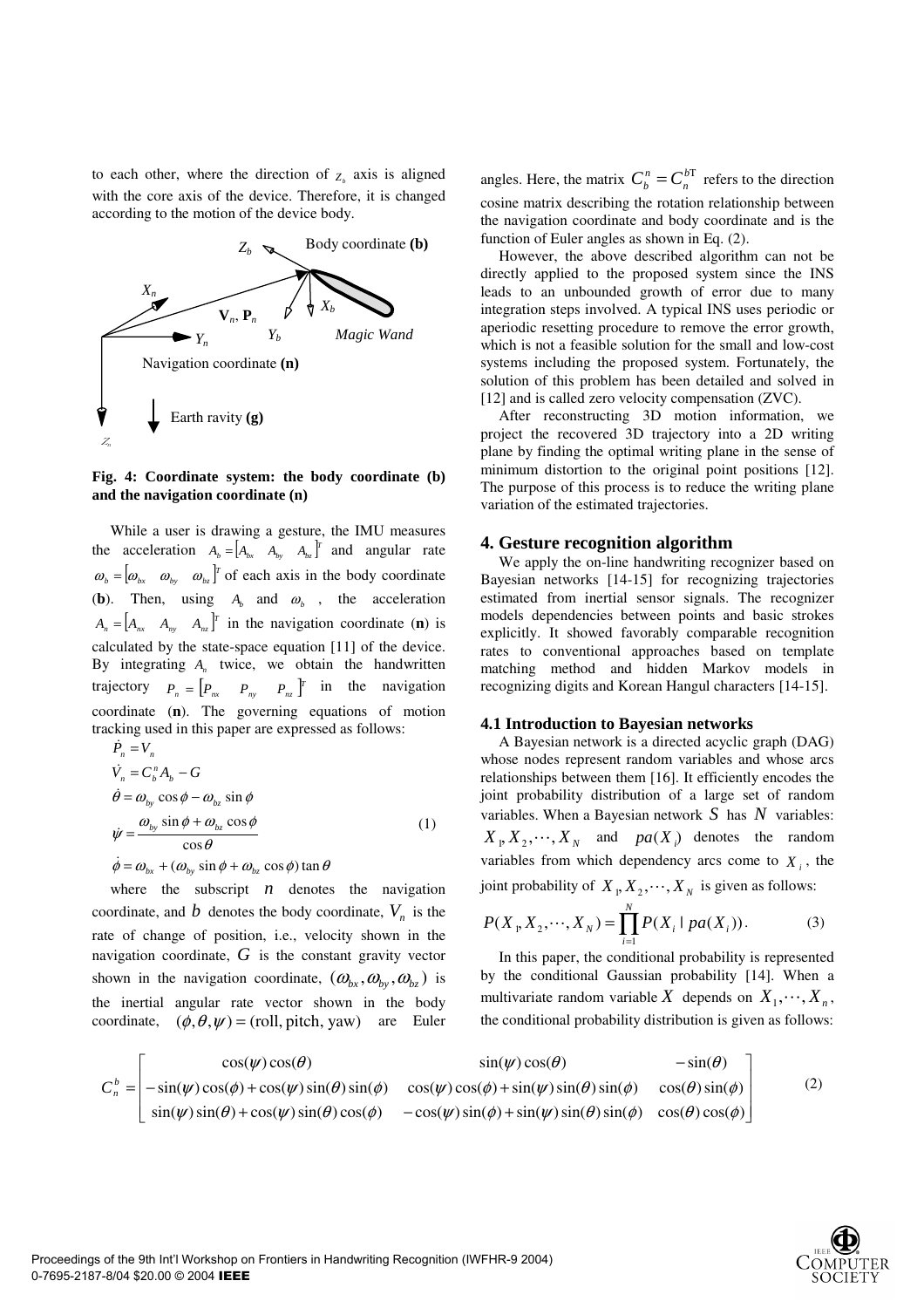to each other, where the direction of $Z_b$ axis is aligned with the core axis of the device. Therefore, it is changed according to the motion of the device body.

**Fig. 4: Coordinate system: the body coordinate (b) and the navigation coordinate (n)**

While a user is drawing a gesture, the IMU measures the acceleration $A_b = [A_{bx} \quad A_{by} \quad A_{bz}]^T$ and angular rate $\omega_b = [\omega_{bx} \quad \omega_{by} \quad \omega_{bz}]^T$ of each axis in the body coordinate (**b**). Then, using $A_b$ and $\omega_b$, the acceleration $A_n = [A_{nx} \quad A_{ny} \quad A_{nz}]^T$ in the navigation coordinate (**n**) is calculated by the state-space equation [11] of the device. By integrating $A_n$ twice, we obtain the handwritten trajectory $P_n = [P_{nx} \quad P_{ny} \quad P_{nz}]^T$ in the navigation coordinate (**n**). The governing equations of motion tracking used in this paper are expressed as follows:

$$
\begin{aligned}
\dot{P}_n &= V_n \\
\dot{V}_n &= C_b^n A_b - G \\
\dot{\theta} &= \omega_{by} \cos\phi - \omega_{bz} \sin\phi \\
\dot{\psi} &= \frac{\omega_{by} \sin\phi + \omega_{bz} \cos\phi}{\cos\theta} \\
\dot{\phi} &= \omega_{bx} + (\omega_{by} \sin\phi + \omega_{bz} \cos\phi) \tan\theta
\end{aligned}
\tag{1}
$$

where the subscript $n$ denotes the navigation coordinate, and $b$ denotes the body coordinate, $V_n$ is the rate of change of position, i.e., velocity shown in the navigation coordinate, $G$ is the constant gravity vector shown in the navigation coordinate, $(\omega_{bx}, \omega_{by}, \omega_{bz})$ is the inertial angular rate vector shown in the body coordinate, $(\phi, \theta, \psi) = (\text{roll, pitch, yaw})$ are Euler angles. Here, the matrix $C_b^n = C_n^{bT}$ refers to the direction cosine matrix describing the rotation relationship between the navigation coordinate and body coordinate and is the function of Euler angles as shown in Eq. (2).

However, the above described algorithm can not be directly applied to the proposed system since the INS leads to an unbounded growth of error due to many integration steps involved. A typical INS uses periodic or aperiodic resetting procedure to remove the error growth, which is not a feasible solution for the small and low-cost systems including the proposed system. Fortunately, the solution of this problem has been detailed and solved in [12] and is called zero velocity compensation (ZVC).

After reconstructing 3D motion information, we project the recovered 3D trajectory into a 2D writing plane by finding the optimal writing plane in the sense of minimum distortion to the original point positions [12]. The purpose of this process is to reduce the writing plane variation of the estimated trajectories.

## 4. Gesture recognition algorithm

We apply the on-line handwriting recognizer based on Bayesian networks [14-15] for recognizing trajectories estimated from inertial sensor signals. The recognizer models dependencies between points and basic strokes explicitly. It showed favorably comparable recognition rates to conventional approaches based on template matching method and hidden Markov models in recognizing digits and Korean Hangul characters [14-15].

### 4.1 Introduction to Bayesian networks

A Bayesian network is a directed acyclic graph (DAG) whose nodes represent random variables and whose arcs relationships between them [16]. It efficiently encodes the joint probability distribution of a large set of random variables. When a Bayesian network $S$ has $N$ variables: $X_1, X_2, \cdots, X_N$ and $pa(X_i)$ denotes the random variables from which dependency arcs come to $X_i$, the joint probability of $X_1, X_2, \cdots, X_N$ is given as follows:

$$
P(X_1, X_2, \cdots, X_N) = \prod_{i=1}^{N} P(X_i \mid pa(X_i)). \tag{3}
$$

In this paper, the conditional probability is represented by the conditional Gaussian probability [14]. When a multivariate random variable $X$ depends on $X_1, \cdots, X_n$, the conditional probability distribution is given as follows:

$$
C_n^b = \begin{bmatrix}
\cos(\psi)\cos(\theta) & \sin(\psi)\cos(\theta) & -\sin(\theta) \\
-\sin(\psi)\cos(\phi) + \cos(\psi)\sin(\theta)\sin(\phi) & \cos(\psi)\cos(\phi) + \sin(\psi)\sin(\theta)\sin(\phi) & \cos(\theta)\sin(\phi) \\
\sin(\psi)\sin(\theta) + \cos(\psi)\sin(\theta)\cos(\phi) & -\cos(\psi)\sin(\phi) + \sin(\psi)\sin(\theta)\sin(\phi) & \cos(\theta)\cos(\phi)
\end{bmatrix}
\tag{2}
$$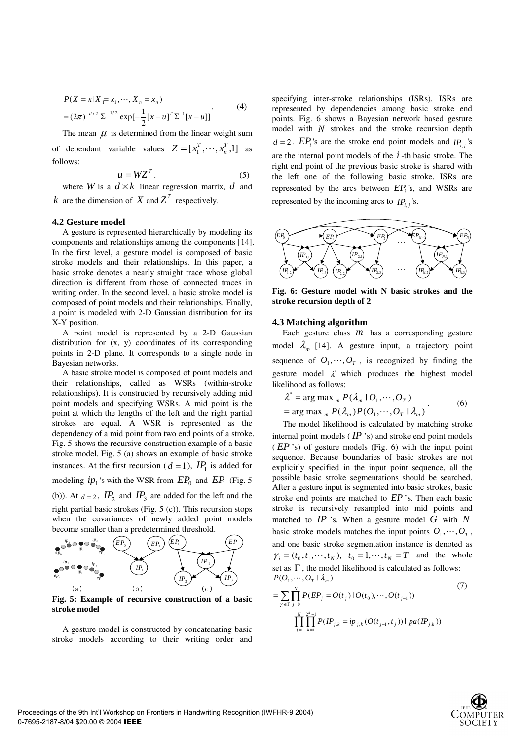$$P(X = x | X_1 = x_1, \cdots, X_n = x_n) = (2\pi)^{-d/2} |\Sigma|^{-1/2} \exp[-\frac{1}{2}[x-u]^T \Sigma^{-1} [x-u]] \quad (4)$$

The mean $\mu$ is determined from the linear weight sum of dependant variable values $Z = [x_1^T, \cdots, x_n^T, 1]$ as follows:

$$u = WZ^T. \quad (5)$$

where $W$ is a $d \times k$ linear regression matrix, $d$ and $k$ are the dimension of $X$ and $Z^T$ respectively.

### 4.2 Gesture model

A gesture is represented hierarchically by modeling its components and relationships among the components [14]. In the first level, a gesture model is composed of basic stroke models and their relationships. In this paper, a basic stroke denotes a nearly straight trace whose global direction is different from those of connected traces in writing order. In the second level, a basic stroke model is composed of point models and their relationships. Finally, a point is modeled with 2-D Gaussian distribution for its X-Y position.

A point model is represented by a 2-D Gaussian distribution for (x, y) coordinates of its corresponding points in 2-D plane. It corresponds to a single node in Bayesian networks.

A basic stroke model is composed of point models and their relationships, called as WSRs (within-stroke relationships). It is constructed by recursively adding mid point models and specifying WSRs. A mid point is the point at which the lengths of the left and the right partial strokes are equal. A WSR is represented as the dependency of a mid point from two end points of a stroke. Fig. 5 shows the recursive construction example of a basic stroke model. Fig. 5 (a) shows an example of basic stroke instances. At the first recursion ($d = 1$), $IP_1$ is added for modeling $ip_1$'s with the WSR from $EP_0$ and $EP_1$ (Fig. 5 (b)). At $d = 2$, $IP_2$ and $IP_3$ are added for the left and the right partial basic strokes (Fig. 5 (c)). This recursion stops when the covariances of newly added point models become smaller than a predetermined threshold.

**Fig. 5: Example of recursive construction of a basic stroke model**

A gesture model is constructed by concatenating basic stroke models according to their writing order and specifying inter-stroke relationships (ISRs). ISRs are represented by dependencies among basic stroke end points. Fig. 6 shows a Bayesian network based gesture model with $N$ strokes and the stroke recursion depth $d = 2$. $EP_i$'s are the stroke end point models and $IP_{i,j}$'s are the internal point models of the $i$-th basic stroke. The right end point of the previous basic stroke is shared with the left one of the following basic stroke. ISRs are represented by the arcs between $EP_i$'s, and WSRs are represented by the incoming arcs to $IP_{i,j}$'s.

**Fig. 6: Gesture model with N basic strokes and the stroke recursion depth of 2**

### 4.3 Matching algorithm

Each gesture class $m$ has a corresponding gesture model $\lambda_m$ [14]. A gesture input, a trajectory point sequence of $O_1, \cdots, O_T$, is recognized by finding the gesture model $\lambda^*$ which produces the highest model likelihood as follows:

$$\lambda^* = \arg\max_m P(\lambda_m | O_1, \cdots, O_T) = \arg\max_m P(\lambda_m) P(O_1, \cdots, O_T | \lambda_m) \quad (6)$$

The model likelihood is calculated by matching stroke internal point models ($IP$'s) and stroke end point models ($EP$'s) of gesture models (Fig. 6) with the input point sequence. Because boundaries of basic strokes are not explicitly specified in the input point sequence, all the possible basic stroke segmentations should be searched. After a gesture input is segmented into basic strokes, basic stroke end points are matched to $EP$'s. Then each basic stroke is recursively resampled into mid points and matched to $IP$'s. When a gesture model $G$ with $N$ basic stroke models matches the input points $O_1, \cdots, O_T$, and one basic stroke segmentation instance is denoted as $\gamma_i = (t_0, t_1, \cdots, t_N)$, $t_0 = 1, \cdots, t_N = T$ and the whole set as $\Gamma$, the model likelihood is calculated as follows:

$$P(O_1, \cdots, O_T | \lambda_m) = \sum_{\gamma_i \in \Gamma} \prod_{j=0}^{N} P(EP_j = O(t_j) | O(t_0), \cdots, O(t_{j-1})) \prod_{j=1}^{N} \prod_{k=1}^{2^d - 1} P(IP_{j,k} = ip_{j,k}(O(t_{j-1}, t_j)) | pa(IP_{j,k})) \quad (7)$$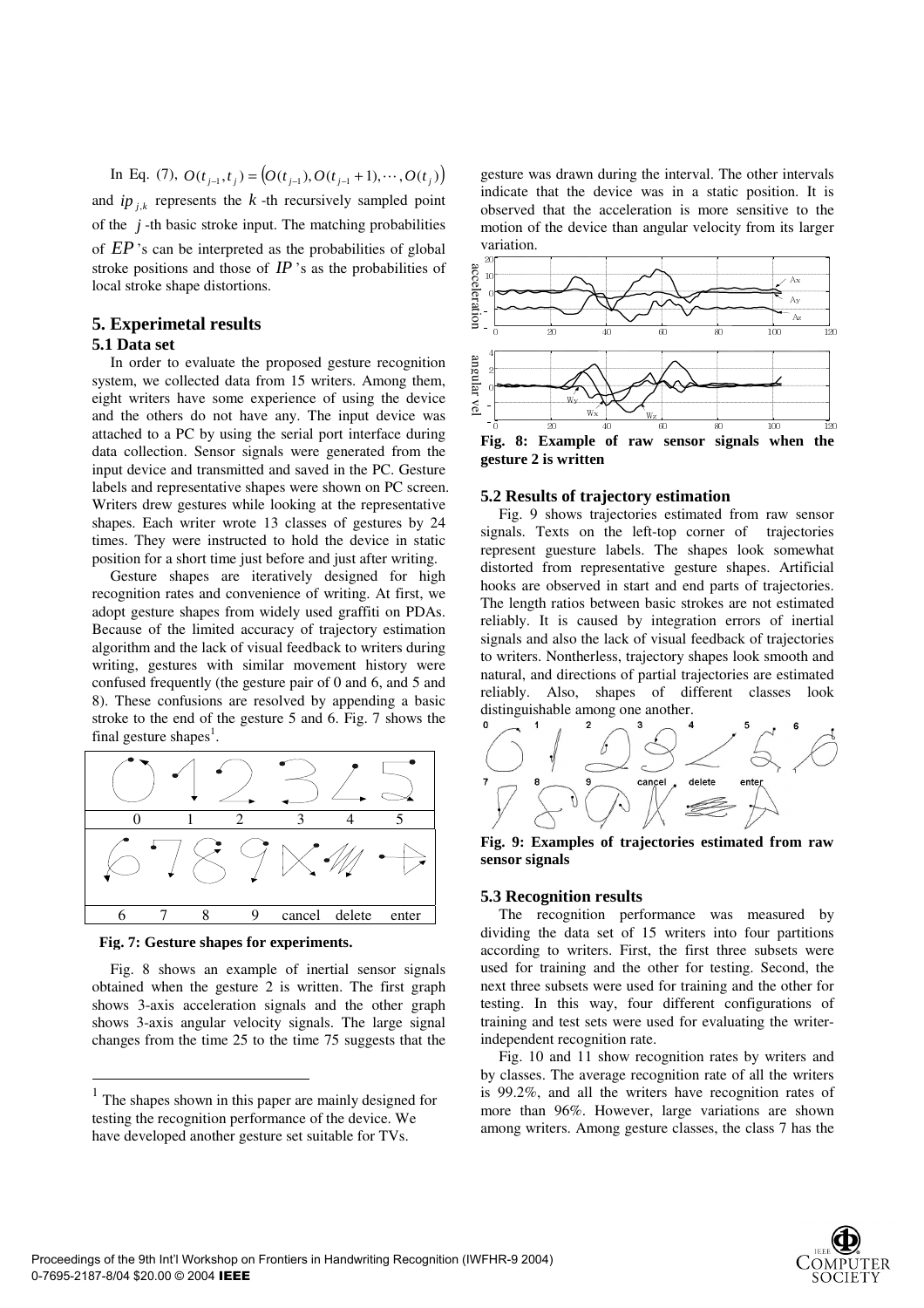In Eq. (7), $O(t_{j-1}, t_j) = (O(t_{j-1}), O(t_{j-1}+1), \cdots, O(t_j))$ and $ip_{j,k}$ represents the $k$-th recursively sampled point of the $j$-th basic stroke input. The matching probabilities of $EP$'s can be interpreted as the probabilities of global stroke positions and those of $IP$'s as the probabilities of local stroke shape distortions.

## 5. Experimetal results

### 5.1 Data set

In order to evaluate the proposed gesture recognition system, we collected data from 15 writers. Among them, eight writers have some experience of using the device and the others do not have any. The input device was attached to a PC by using the serial port interface during data collection. Sensor signals were generated from the input device and transmitted and saved in the PC. Gesture labels and representative shapes were shown on PC screen. Writers drew gestures while looking at the representative shapes. Each writer wrote 13 classes of gestures by 24 times. They were instructed to hold the device in static position for a short time just before and just after writing.

Gesture shapes are iteratively designed for high recognition rates and convenience of writing. At first, we adopt gesture shapes from widely used graffiti on PDAs. Because of the limited accuracy of trajectory estimation algorithm and the lack of visual feedback to writers during writing, gestures with similar movement history were confused frequently (the gesture pair of 0 and 6, and 5 and 8). These confusions are resolved by appending a basic stroke to the end of the gesture 5 and 6. Fig. 7 shows the final gesture shapes[1].

**Fig. 7: Gesture shapes for experiments.**

Fig. 8 shows an example of inertial sensor signals obtained when the gesture 2 is written. The first graph shows 3-axis acceleration signals and the other graph shows 3-axis angular velocity signals. The large signal changes from the time 25 to the time 75 suggests that the gesture was drawn during the interval. The other intervals indicate that the device was in a static position. It is observed that the acceleration is more sensitive to the motion of the device than angular velocity from its larger variation.

**Fig. 8: Example of raw sensor signals when the gesture 2 is written**

### 5.2 Results of trajectory estimation

Fig. 9 shows trajectories estimated from raw sensor signals. Texts on the left-top corner of trajectories represent guesture labels. The shapes look somewhat distorted from representative gesture shapes. Artificial hooks are observed in start and end parts of trajectories. The length ratios between basic strokes are not estimated reliably. It is caused by integration errors of inertial signals and also the lack of visual feedback of trajectories to writers. Nontherless, trajectory shapes look smooth and natural, and directions of partial trajectories are estimated reliably. Also, shapes of different classes look distinguishable among one another.

**Fig. 9: Examples of trajectories estimated from raw sensor signals**

### 5.3 Recognition results

The recognition performance was measured by dividing the data set of 15 writers into four partitions according to writers. First, the first three subsets were used for training and the other for testing. Second, the next three subsets were used for training and the other for testing. In this way, four different configurations of training and test sets were used for evaluating the writer-independent recognition rate.

Fig. 10 and 11 show recognition rates by writers and by classes. The average recognition rate of all the writers is 99.2%, and all the writers have recognition rates of more than 96%. However, large variations are shown among writers. Among gesture classes, the class 7 has the

---

[1] The shapes shown in this paper are mainly designed for testing the recognition performance of the device. We have developed another gesture set suitable for TVs.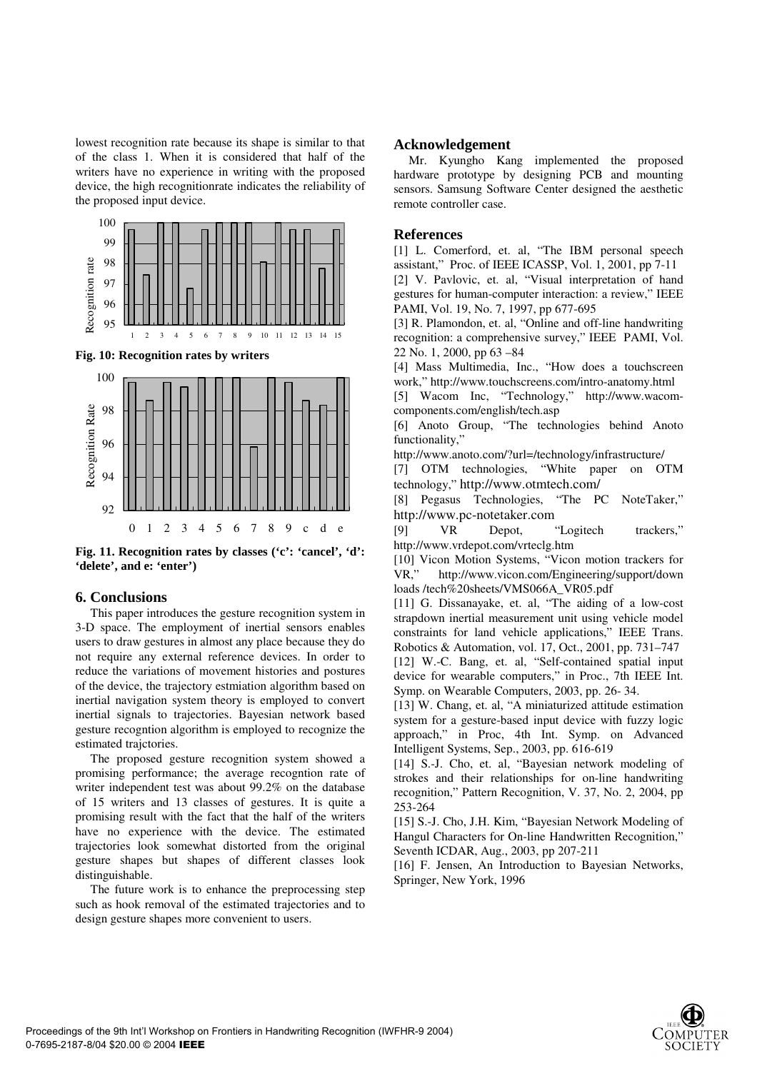lowest recognition rate because its shape is similar to that of the class 1. When it is considered that half of the writers have no experience in writing with the proposed device, the high recognitionrate indicates the reliability of the proposed input device.

100
99
98
97
96
95
Recognition rate
1 2 3 4 5 6 7 8 9 10 11 12 13 14 15

**Fig. 10: Recognition rates by writers**

100
98
96
94
92
Recognition Rate
0 1 2 3 4 5 6 7 8 9 c d e

**Fig. 11. Recognition rates by classes ('c': 'cancel', 'd': 'delete', and e: 'enter')**

## 6. Conclusions

This paper introduces the gesture recognition system in 3-D space. The employment of inertial sensors enables users to draw gestures in almost any place because they do not require any external reference devices. In order to reduce the variations of movement histories and postures of the device, the trajectory estmiation algorithm based on inertial navigation system theory is employed to convert inertial signals to trajectories. Bayesian network based gesture recogntion algorithm is employed to recognize the estimated trajctories.

The proposed gesture recognition system showed a promising performance; the average recogntion rate of writer independent test was about 99.2% on the database of 15 writers and 13 classes of gestures. It is quite a promising result with the fact that the half of the writers have no experience with the device. The estimated trajectories look somewhat distorted from the original gesture shapes but shapes of different classes look distinguishable.

The future work is to enhance the preprocessing step such as hook removal of the estimated trajectories and to design gesture shapes more convenient to users.

## Acknowledgement

Mr. Kyungho Kang implemented the proposed hardware prototype by designing PCB and mounting sensors. Samsung Software Center designed the aesthetic remote controller case.

## References

[1] L. Comerford, et. al, "The IBM personal speech assistant," Proc. of IEEE ICASSP, Vol. 1, 2001, pp 7-11

[2] V. Pavlovic, et. al, "Visual interpretation of hand gestures for human-computer interaction: a review," IEEE PAMI, Vol. 19, No. 7, 1997, pp 677-695

[3] R. Plamondon, et. al, "Online and off-line handwriting recognition: a comprehensive survey," IEEE PAMI, Vol. 22 No. 1, 2000, pp 63 –84

[4] Mass Multimedia, Inc., "How does a touchscreen work," http://www.touchscreens.com/intro-anatomy.html

[5] Wacom Inc, "Technology," http://www.wacom-components.com/english/tech.asp

[6] Anoto Group, "The technologies behind Anoto functionality," http://www.anoto.com/?url=/technology/infrastructure/

[7] OTM technologies, "White paper on OTM technology," http://www.otmtech.com/

[8] Pegasus Technologies, "The PC NoteTaker," http://www.pc-notetaker.com

[9] VR Depot, "Logitech trackers," http://www.vrdepot.com/vrteclg.htm

[10] Vicon Motion Systems, "Vicon motion trackers for VR," http://www.vicon.com/Engineering/support/downloads /tech%20sheets/VMS066A_VR05.pdf

[11] G. Dissanayake, et. al, "The aiding of a low-cost strapdown inertial measurement unit using vehicle model constraints for land vehicle applications," IEEE Trans. Robotics & Automation, vol. 17, Oct., 2001, pp. 731–747

[12] W.-C. Bang, et. al, "Self-contained spatial input device for wearable computers," in Proc., 7th IEEE Int. Symp. on Wearable Computers, 2003, pp. 26- 34.

[13] W. Chang, et. al, "A miniaturized attitude estimation system for a gesture-based input device with fuzzy logic approach," in Proc, 4th Int. Symp. on Advanced Intelligent Systems, Sep., 2003, pp. 616-619

[14] S.-J. Cho, et. al, "Bayesian network modeling of strokes and their relationships for on-line handwriting recognition," Pattern Recognition, V. 37, No. 2, 2004, pp 253-264

[15] S.-J. Cho, J.H. Kim, "Bayesian Network Modeling of Hangul Characters for On-line Handwritten Recognition," Seventh ICDAR, Aug., 2003, pp 207-211

[16] F. Jensen, An Introduction to Bayesian Networks, Springer, New York, 1996